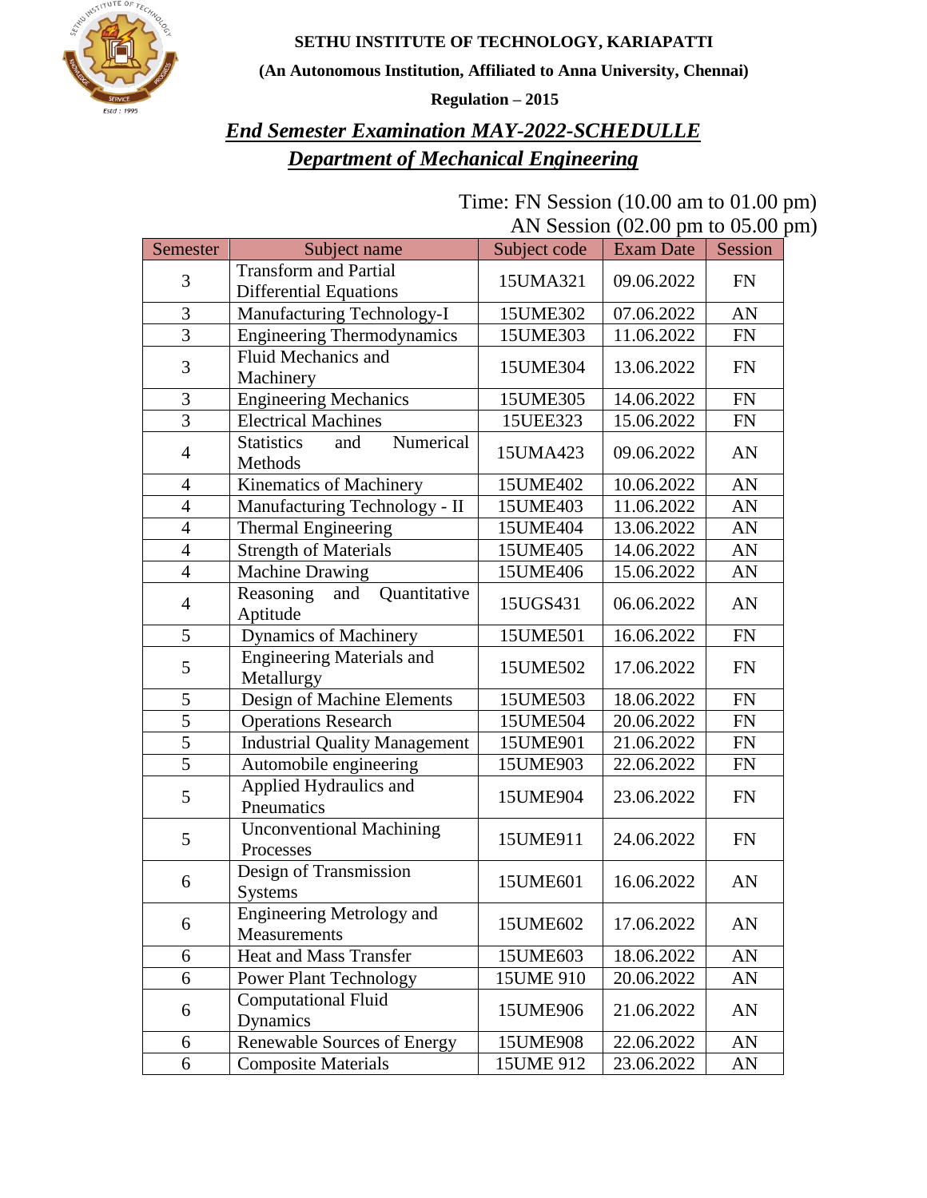**SETHU INSTITUTE OF TECHNOLOGY, KARIAPATTI**

**(An Autonomous Institution, Affiliated to Anna University, Chennai)**

**Regulation – 2015**

## ***End Semester Examination MAY-2022-SCHEDULLE***

## ***Department of Mechanical Engineering***

Time: FN Session (10.00 am to 01.00 pm)
AN Session (02.00 pm to 05.00 pm)

| Semester | Subject name | Subject code | Exam Date | Session |
|---|---|---|---|---|
| 3 | Transform and Partial Differential Equations | 15UMA321 | 09.06.2022 | FN |
| 3 | Manufacturing Technology-I | 15UME302 | 07.06.2022 | AN |
| 3 | Engineering Thermodynamics | 15UME303 | 11.06.2022 | FN |
| 3 | Fluid Mechanics and Machinery | 15UME304 | 13.06.2022 | FN |
| 3 | Engineering Mechanics | 15UME305 | 14.06.2022 | FN |
| 3 | Electrical Machines | 15UEE323 | 15.06.2022 | FN |
| 4 | Statistics and Numerical Methods | 15UMA423 | 09.06.2022 | AN |
| 4 | Kinematics of Machinery | 15UME402 | 10.06.2022 | AN |
| 4 | Manufacturing Technology - II | 15UME403 | 11.06.2022 | AN |
| 4 | Thermal Engineering | 15UME404 | 13.06.2022 | AN |
| 4 | Strength of Materials | 15UME405 | 14.06.2022 | AN |
| 4 | Machine Drawing | 15UME406 | 15.06.2022 | AN |
| 4 | Reasoning and Quantitative Aptitude | 15UGS431 | 06.06.2022 | AN |
| 5 | Dynamics of Machinery | 15UME501 | 16.06.2022 | FN |
| 5 | Engineering Materials and Metallurgy | 15UME502 | 17.06.2022 | FN |
| 5 | Design of Machine Elements | 15UME503 | 18.06.2022 | FN |
| 5 | Operations Research | 15UME504 | 20.06.2022 | FN |
| 5 | Industrial Quality Management | 15UME901 | 21.06.2022 | FN |
| 5 | Automobile engineering | 15UME903 | 22.06.2022 | FN |
| 5 | Applied Hydraulics and Pneumatics | 15UME904 | 23.06.2022 | FN |
| 5 | Unconventional Machining Processes | 15UME911 | 24.06.2022 | FN |
| 6 | Design of Transmission Systems | 15UME601 | 16.06.2022 | AN |
| 6 | Engineering Metrology and Measurements | 15UME602 | 17.06.2022 | AN |
| 6 | Heat and Mass Transfer | 15UME603 | 18.06.2022 | AN |
| 6 | Power Plant Technology | 15UME 910 | 20.06.2022 | AN |
| 6 | Computational Fluid Dynamics | 15UME906 | 21.06.2022 | AN |
| 6 | Renewable Sources of Energy | 15UME908 | 22.06.2022 | AN |
| 6 | Composite Materials | 15UME 912 | 23.06.2022 | AN |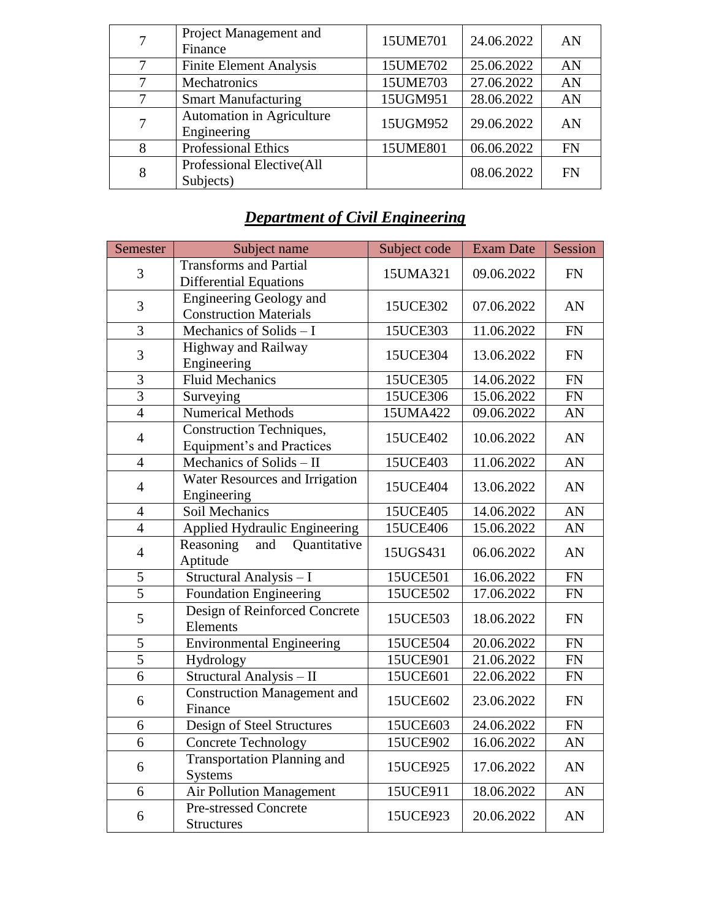| 7 | Project Management and Finance | 15UME701 | 24.06.2022 | AN |
|---|---|---|---|---|
| 7 | Finite Element Analysis | 15UME702 | 25.06.2022 | AN |
| 7 | Mechatronics | 15UME703 | 27.06.2022 | AN |
| 7 | Smart Manufacturing | 15UGM951 | 28.06.2022 | AN |
| 7 | Automation in Agriculture Engineering | 15UGM952 | 29.06.2022 | AN |
| 8 | Professional Ethics | 15UME801 | 06.06.2022 | FN |
| 8 | Professional Elective(All Subjects) | | 08.06.2022 | FN |

## ***Department of Civil Engineering***

| Semester | Subject name | Subject code | Exam Date | Session |
|---|---|---|---|---|
| 3 | Transforms and Partial Differential Equations | 15UMA321 | 09.06.2022 | FN |
| 3 | Engineering Geology and Construction Materials | 15UCE302 | 07.06.2022 | AN |
| 3 | Mechanics of Solids – I | 15UCE303 | 11.06.2022 | FN |
| 3 | Highway and Railway Engineering | 15UCE304 | 13.06.2022 | FN |
| 3 | Fluid Mechanics | 15UCE305 | 14.06.2022 | FN |
| 3 | Surveying | 15UCE306 | 15.06.2022 | FN |
| 4 | Numerical Methods | 15UMA422 | 09.06.2022 | AN |
| 4 | Construction Techniques, Equipment's and Practices | 15UCE402 | 10.06.2022 | AN |
| 4 | Mechanics of Solids – II | 15UCE403 | 11.06.2022 | AN |
| 4 | Water Resources and Irrigation Engineering | 15UCE404 | 13.06.2022 | AN |
| 4 | Soil Mechanics | 15UCE405 | 14.06.2022 | AN |
| 4 | Applied Hydraulic Engineering | 15UCE406 | 15.06.2022 | AN |
| 4 | Reasoning and Quantitative Aptitude | 15UGS431 | 06.06.2022 | AN |
| 5 | Structural Analysis – I | 15UCE501 | 16.06.2022 | FN |
| 5 | Foundation Engineering | 15UCE502 | 17.06.2022 | FN |
| 5 | Design of Reinforced Concrete Elements | 15UCE503 | 18.06.2022 | FN |
| 5 | Environmental Engineering | 15UCE504 | 20.06.2022 | FN |
| 5 | Hydrology | 15UCE901 | 21.06.2022 | FN |
| 6 | Structural Analysis – II | 15UCE601 | 22.06.2022 | FN |
| 6 | Construction Management and Finance | 15UCE602 | 23.06.2022 | FN |
| 6 | Design of Steel Structures | 15UCE603 | 24.06.2022 | FN |
| 6 | Concrete Technology | 15UCE902 | 16.06.2022 | AN |
| 6 | Transportation Planning and Systems | 15UCE925 | 17.06.2022 | AN |
| 6 | Air Pollution Management | 15UCE911 | 18.06.2022 | AN |
| 6 | Pre-stressed Concrete Structures | 15UCE923 | 20.06.2022 | AN |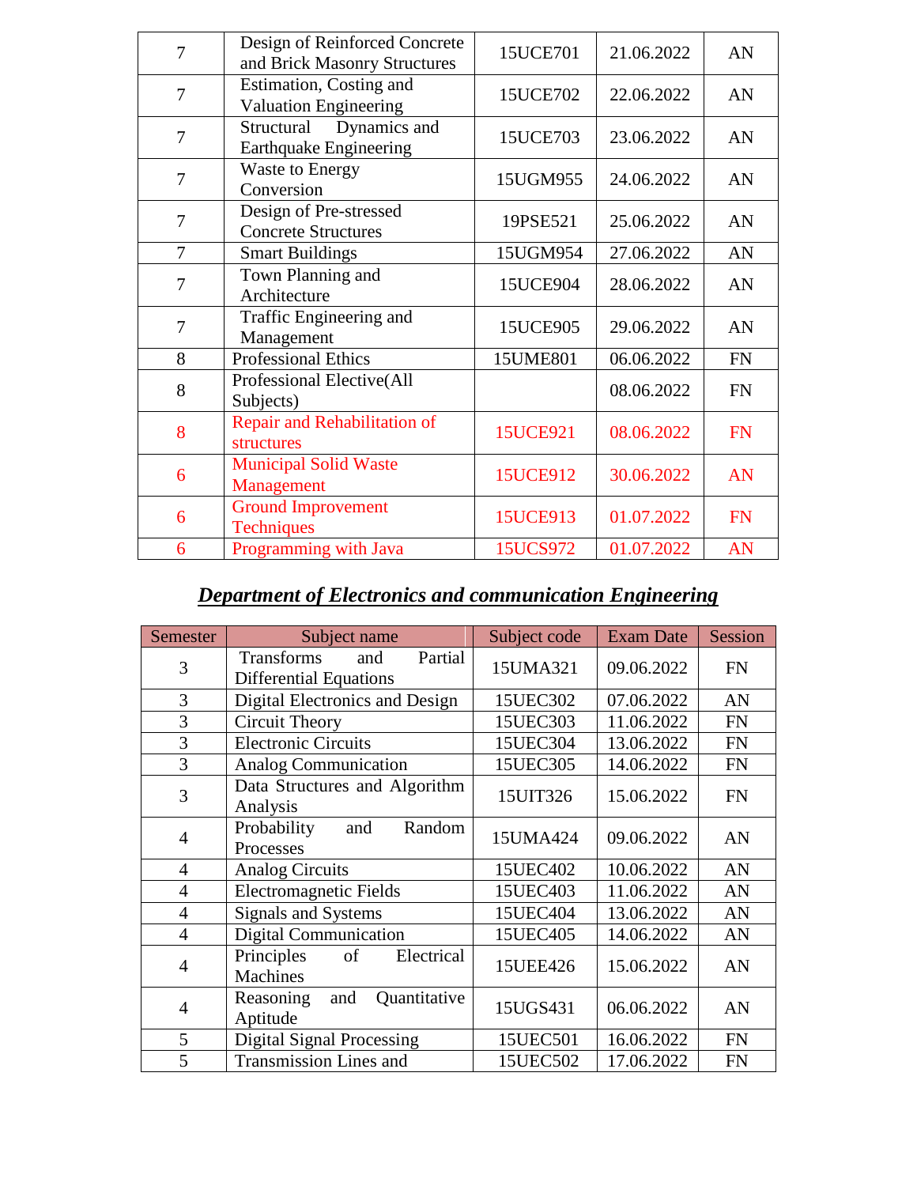| | | | | |
|---|---|---|---|---|
| 7 | Design of Reinforced Concrete and Brick Masonry Structures | 15UCE701 | 21.06.2022 | AN |
| 7 | Estimation, Costing and Valuation Engineering | 15UCE702 | 22.06.2022 | AN |
| 7 | Structural Dynamics and Earthquake Engineering | 15UCE703 | 23.06.2022 | AN |
| 7 | Waste to Energy Conversion | 15UGM955 | 24.06.2022 | AN |
| 7 | Design of Pre-stressed Concrete Structures | 19PSE521 | 25.06.2022 | AN |
| 7 | Smart Buildings | 15UGM954 | 27.06.2022 | AN |
| 7 | Town Planning and Architecture | 15UCE904 | 28.06.2022 | AN |
| 7 | Traffic Engineering and Management | 15UCE905 | 29.06.2022 | AN |
| 8 | Professional Ethics | 15UME801 | 06.06.2022 | FN |
| 8 | Professional Elective(All Subjects) | | 08.06.2022 | FN |
| 8 | Repair and Rehabilitation of structures | 15UCE921 | 08.06.2022 | FN |
| 6 | Municipal Solid Waste Management | 15UCE912 | 30.06.2022 | AN |
| 6 | Ground Improvement Techniques | 15UCE913 | 01.07.2022 | FN |
| 6 | Programming with Java | 15UCS972 | 01.07.2022 | AN |

## ***Department of Electronics and communication Engineering***

| Semester | Subject name | Subject code | Exam Date | Session |
|---|---|---|---|---|
| 3 | Transforms and Partial Differential Equations | 15UMA321 | 09.06.2022 | FN |
| 3 | Digital Electronics and Design | 15UEC302 | 07.06.2022 | AN |
| 3 | Circuit Theory | 15UEC303 | 11.06.2022 | FN |
| 3 | Electronic Circuits | 15UEC304 | 13.06.2022 | FN |
| 3 | Analog Communication | 15UEC305 | 14.06.2022 | FN |
| 3 | Data Structures and Algorithm Analysis | 15UIT326 | 15.06.2022 | FN |
| 4 | Probability and Random Processes | 15UMA424 | 09.06.2022 | AN |
| 4 | Analog Circuits | 15UEC402 | 10.06.2022 | AN |
| 4 | Electromagnetic Fields | 15UEC403 | 11.06.2022 | AN |
| 4 | Signals and Systems | 15UEC404 | 13.06.2022 | AN |
| 4 | Digital Communication | 15UEC405 | 14.06.2022 | AN |
| 4 | Principles of Electrical Machines | 15UEE426 | 15.06.2022 | AN |
| 4 | Reasoning and Quantitative Aptitude | 15UGS431 | 06.06.2022 | AN |
| 5 | Digital Signal Processing | 15UEC501 | 16.06.2022 | FN |
| 5 | Transmission Lines and | 15UEC502 | 17.06.2022 | FN |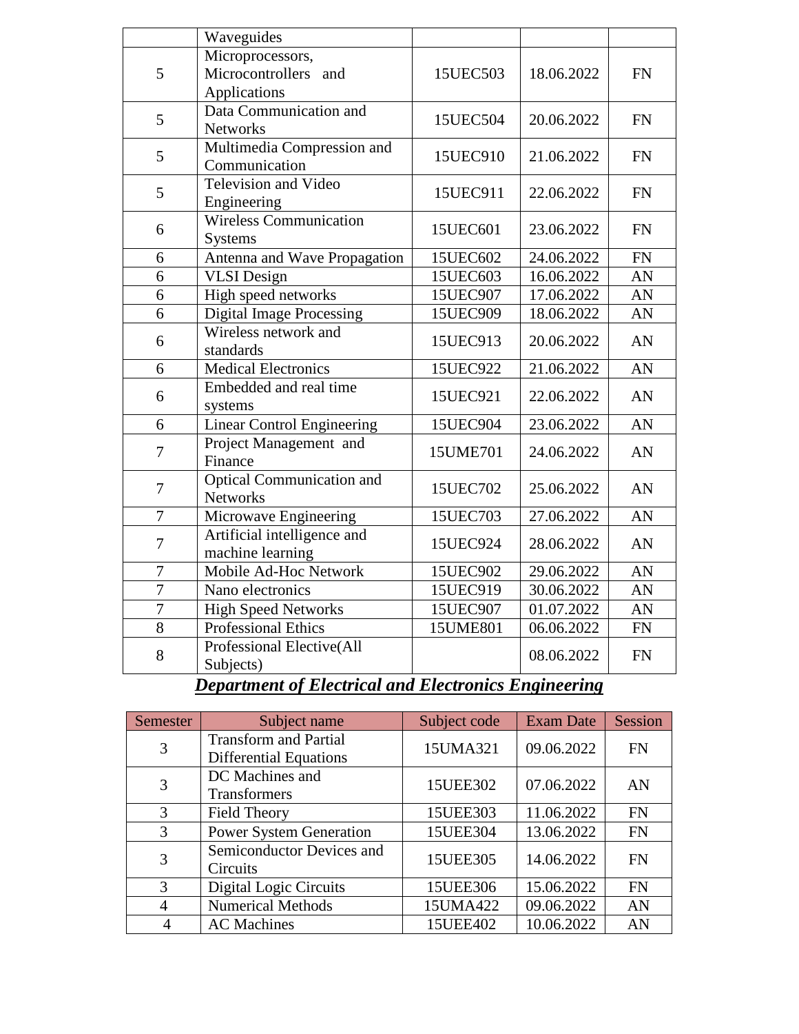|  | Waveguides |  |  |  |
|---|---|---|---|---|
| 5 | Microprocessors, Microcontrollers and Applications | 15UEC503 | 18.06.2022 | FN |
| 5 | Data Communication and Networks | 15UEC504 | 20.06.2022 | FN |
| 5 | Multimedia Compression and Communication | 15UEC910 | 21.06.2022 | FN |
| 5 | Television and Video Engineering | 15UEC911 | 22.06.2022 | FN |
| 6 | Wireless Communication Systems | 15UEC601 | 23.06.2022 | FN |
| 6 | Antenna and Wave Propagation | 15UEC602 | 24.06.2022 | FN |
| 6 | VLSI Design | 15UEC603 | 16.06.2022 | AN |
| 6 | High speed networks | 15UEC907 | 17.06.2022 | AN |
| 6 | Digital Image Processing | 15UEC909 | 18.06.2022 | AN |
| 6 | Wireless network and standards | 15UEC913 | 20.06.2022 | AN |
| 6 | Medical Electronics | 15UEC922 | 21.06.2022 | AN |
| 6 | Embedded and real time systems | 15UEC921 | 22.06.2022 | AN |
| 6 | Linear Control Engineering | 15UEC904 | 23.06.2022 | AN |
| 7 | Project Management and Finance | 15UME701 | 24.06.2022 | AN |
| 7 | Optical Communication and Networks | 15UEC702 | 25.06.2022 | AN |
| 7 | Microwave Engineering | 15UEC703 | 27.06.2022 | AN |
| 7 | Artificial intelligence and machine learning | 15UEC924 | 28.06.2022 | AN |
| 7 | Mobile Ad-Hoc Network | 15UEC902 | 29.06.2022 | AN |
| 7 | Nano electronics | 15UEC919 | 30.06.2022 | AN |
| 7 | High Speed Networks | 15UEC907 | 01.07.2022 | AN |
| 8 | Professional Ethics | 15UME801 | 06.06.2022 | FN |
| 8 | Professional Elective(All Subjects) |  | 08.06.2022 | FN |

## ***Department of Electrical and Electronics Engineering***

| Semester | Subject name | Subject code | Exam Date | Session |
|---|---|---|---|---|
| 3 | Transform and Partial Differential Equations | 15UMA321 | 09.06.2022 | FN |
| 3 | DC Machines and Transformers | 15UEE302 | 07.06.2022 | AN |
| 3 | Field Theory | 15UEE303 | 11.06.2022 | FN |
| 3 | Power System Generation | 15UEE304 | 13.06.2022 | FN |
| 3 | Semiconductor Devices and Circuits | 15UEE305 | 14.06.2022 | FN |
| 3 | Digital Logic Circuits | 15UEE306 | 15.06.2022 | FN |
| 4 | Numerical Methods | 15UMA422 | 09.06.2022 | AN |
| 4 | AC Machines | 15UEE402 | 10.06.2022 | AN |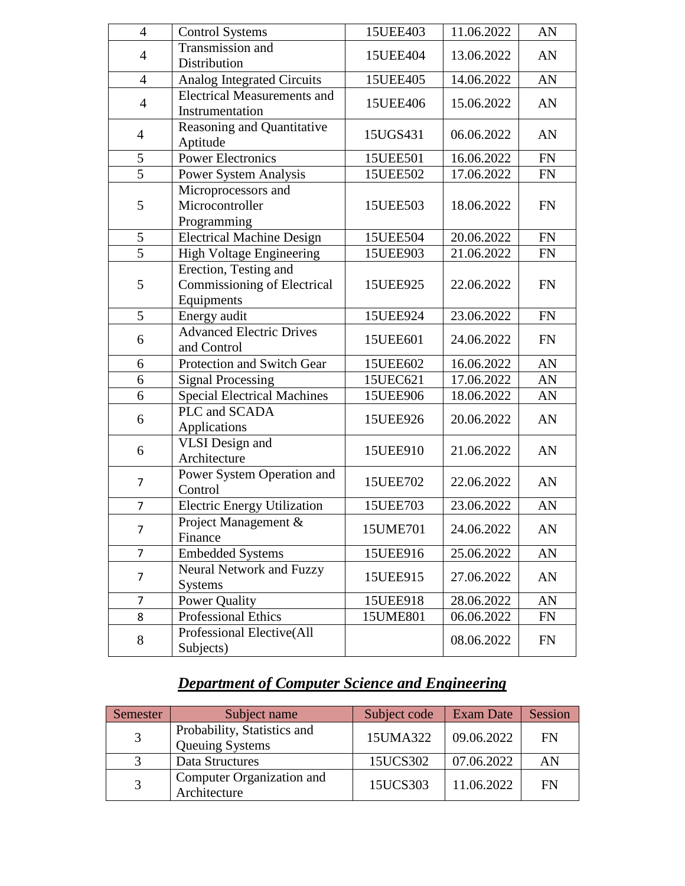| | | | | |
|---|---|---|---|---|
| 4 | Control Systems | 15UEE403 | 11.06.2022 | AN |
| 4 | Transmission and Distribution | 15UEE404 | 13.06.2022 | AN |
| 4 | Analog Integrated Circuits | 15UEE405 | 14.06.2022 | AN |
| 4 | Electrical Measurements and Instrumentation | 15UEE406 | 15.06.2022 | AN |
| 4 | Reasoning and Quantitative Aptitude | 15UGS431 | 06.06.2022 | AN |
| 5 | Power Electronics | 15UEE501 | 16.06.2022 | FN |
| 5 | Power System Analysis | 15UEE502 | 17.06.2022 | FN |
| 5 | Microprocessors and Microcontroller Programming | 15UEE503 | 18.06.2022 | FN |
| 5 | Electrical Machine Design | 15UEE504 | 20.06.2022 | FN |
| 5 | High Voltage Engineering | 15UEE903 | 21.06.2022 | FN |
| 5 | Erection, Testing and Commissioning of Electrical Equipments | 15UEE925 | 22.06.2022 | FN |
| 5 | Energy audit | 15UEE924 | 23.06.2022 | FN |
| 6 | Advanced Electric Drives and Control | 15UEE601 | 24.06.2022 | FN |
| 6 | Protection and Switch Gear | 15UEE602 | 16.06.2022 | AN |
| 6 | Signal Processing | 15UEC621 | 17.06.2022 | AN |
| 6 | Special Electrical Machines | 15UEE906 | 18.06.2022 | AN |
| 6 | PLC and SCADA Applications | 15UEE926 | 20.06.2022 | AN |
| 6 | VLSI Design and Architecture | 15UEE910 | 21.06.2022 | AN |
| 7 | Power System Operation and Control | 15UEE702 | 22.06.2022 | AN |
| 7 | Electric Energy Utilization | 15UEE703 | 23.06.2022 | AN |
| 7 | Project Management & Finance | 15UME701 | 24.06.2022 | AN |
| 7 | Embedded Systems | 15UEE916 | 25.06.2022 | AN |
| 7 | Neural Network and Fuzzy Systems | 15UEE915 | 27.06.2022 | AN |
| 7 | Power Quality | 15UEE918 | 28.06.2022 | AN |
| 8 | Professional Ethics | 15UME801 | 06.06.2022 | FN |
| 8 | Professional Elective(All Subjects) | | 08.06.2022 | FN |

## ***Department of Computer Science and Engineering***

| Semester | Subject name | Subject code | Exam Date | Session |
|---|---|---|---|---|
| 3 | Probability, Statistics and Queuing Systems | 15UMA322 | 09.06.2022 | FN |
| 3 | Data Structures | 15UCS302 | 07.06.2022 | AN |
| 3 | Computer Organization and Architecture | 15UCS303 | 11.06.2022 | FN |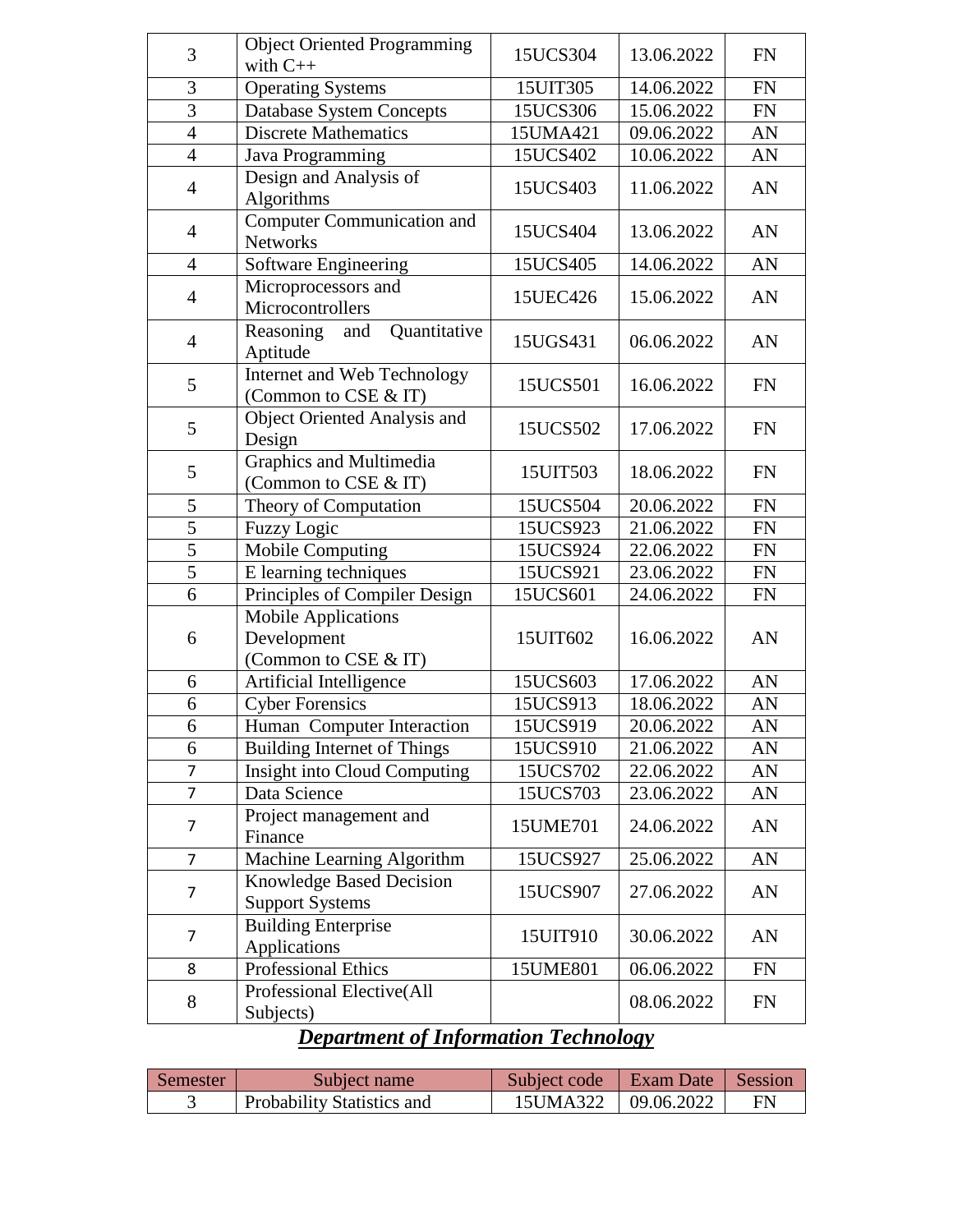| | | | | |
|---|---|---|---|---|
| 3 | Object Oriented Programming with C++ | 15UCS304 | 13.06.2022 | FN |
| 3 | Operating Systems | 15UIT305 | 14.06.2022 | FN |
| 3 | Database System Concepts | 15UCS306 | 15.06.2022 | FN |
| 4 | Discrete Mathematics | 15UMA421 | 09.06.2022 | AN |
| 4 | Java Programming | 15UCS402 | 10.06.2022 | AN |
| 4 | Design and Analysis of Algorithms | 15UCS403 | 11.06.2022 | AN |
| 4 | Computer Communication and Networks | 15UCS404 | 13.06.2022 | AN |
| 4 | Software Engineering | 15UCS405 | 14.06.2022 | AN |
| 4 | Microprocessors and Microcontrollers | 15UEC426 | 15.06.2022 | AN |
| 4 | Reasoning and Quantitative Aptitude | 15UGS431 | 06.06.2022 | AN |
| 5 | Internet and Web Technology (Common to CSE & IT) | 15UCS501 | 16.06.2022 | FN |
| 5 | Object Oriented Analysis and Design | 15UCS502 | 17.06.2022 | FN |
| 5 | Graphics and Multimedia (Common to CSE & IT) | 15UIT503 | 18.06.2022 | FN |
| 5 | Theory of Computation | 15UCS504 | 20.06.2022 | FN |
| 5 | Fuzzy Logic | 15UCS923 | 21.06.2022 | FN |
| 5 | Mobile Computing | 15UCS924 | 22.06.2022 | FN |
| 5 | E learning techniques | 15UCS921 | 23.06.2022 | FN |
| 6 | Principles of Compiler Design | 15UCS601 | 24.06.2022 | FN |
| 6 | Mobile Applications Development (Common to CSE & IT) | 15UIT602 | 16.06.2022 | AN |
| 6 | Artificial Intelligence | 15UCS603 | 17.06.2022 | AN |
| 6 | Cyber Forensics | 15UCS913 | 18.06.2022 | AN |
| 6 | Human Computer Interaction | 15UCS919 | 20.06.2022 | AN |
| 6 | Building Internet of Things | 15UCS910 | 21.06.2022 | AN |
| 7 | Insight into Cloud Computing | 15UCS702 | 22.06.2022 | AN |
| 7 | Data Science | 15UCS703 | 23.06.2022 | AN |
| 7 | Project management and Finance | 15UME701 | 24.06.2022 | AN |
| 7 | Machine Learning Algorithm | 15UCS927 | 25.06.2022 | AN |
| 7 | Knowledge Based Decision Support Systems | 15UCS907 | 27.06.2022 | AN |
| 7 | Building Enterprise Applications | 15UIT910 | 30.06.2022 | AN |
| 8 | Professional Ethics | 15UME801 | 06.06.2022 | FN |
| 8 | Professional Elective(All Subjects) | | 08.06.2022 | FN |

## ***Department of Information Technology***

| Semester | Subject name | Subject code | Exam Date | Session |
|---|---|---|---|---|
| 3 | Probability Statistics and | 15UMA322 | 09.06.2022 | FN |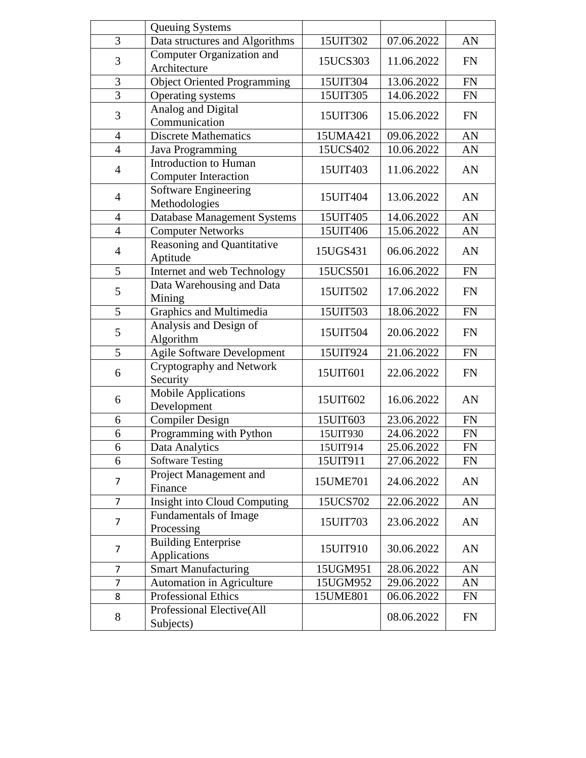| | | | | |
|---|---|---|---|---|
| | Queuing Systems | | | |
| 3 | Data structures and Algorithms | 15UIT302 | 07.06.2022 | AN |
| 3 | Computer Organization and Architecture | 15UCS303 | 11.06.2022 | FN |
| 3 | Object Oriented Programming | 15UIT304 | 13.06.2022 | FN |
| 3 | Operating systems | 15UIT305 | 14.06.2022 | FN |
| 3 | Analog and Digital Communication | 15UIT306 | 15.06.2022 | FN |
| 4 | Discrete Mathematics | 15UMA421 | 09.06.2022 | AN |
| 4 | Java Programming | 15UCS402 | 10.06.2022 | AN |
| 4 | Introduction to Human Computer Interaction | 15UIT403 | 11.06.2022 | AN |
| 4 | Software Engineering Methodologies | 15UIT404 | 13.06.2022 | AN |
| 4 | Database Management Systems | 15UIT405 | 14.06.2022 | AN |
| 4 | Computer Networks | 15UIT406 | 15.06.2022 | AN |
| 4 | Reasoning and Quantitative Aptitude | 15UGS431 | 06.06.2022 | AN |
| 5 | Internet and web Technology | 15UCS501 | 16.06.2022 | FN |
| 5 | Data Warehousing and Data Mining | 15UIT502 | 17.06.2022 | FN |
| 5 | Graphics and Multimedia | 15UIT503 | 18.06.2022 | FN |
| 5 | Analysis and Design of Algorithm | 15UIT504 | 20.06.2022 | FN |
| 5 | Agile Software Development | 15UIT924 | 21.06.2022 | FN |
| 6 | Cryptography and Network Security | 15UIT601 | 22.06.2022 | FN |
| 6 | Mobile Applications Development | 15UIT602 | 16.06.2022 | AN |
| 6 | Compiler Design | 15UIT603 | 23.06.2022 | FN |
| 6 | Programming with Python | 15UIT930 | 24.06.2022 | FN |
| 6 | Data Analytics | 15UIT914 | 25.06.2022 | FN |
| 6 | Software Testing | 15UIT911 | 27.06.2022 | FN |
| 7 | Project Management and Finance | 15UME701 | 24.06.2022 | AN |
| 7 | Insight into Cloud Computing | 15UCS702 | 22.06.2022 | AN |
| 7 | Fundamentals of Image Processing | 15UIT703 | 23.06.2022 | AN |
| 7 | Building Enterprise Applications | 15UIT910 | 30.06.2022 | AN |
| 7 | Smart Manufacturing | 15UGM951 | 28.06.2022 | AN |
| 7 | Automation in Agriculture | 15UGM952 | 29.06.2022 | AN |
| 8 | Professional Ethics | 15UME801 | 06.06.2022 | FN |
| 8 | Professional Elective(All Subjects) | | 08.06.2022 | FN |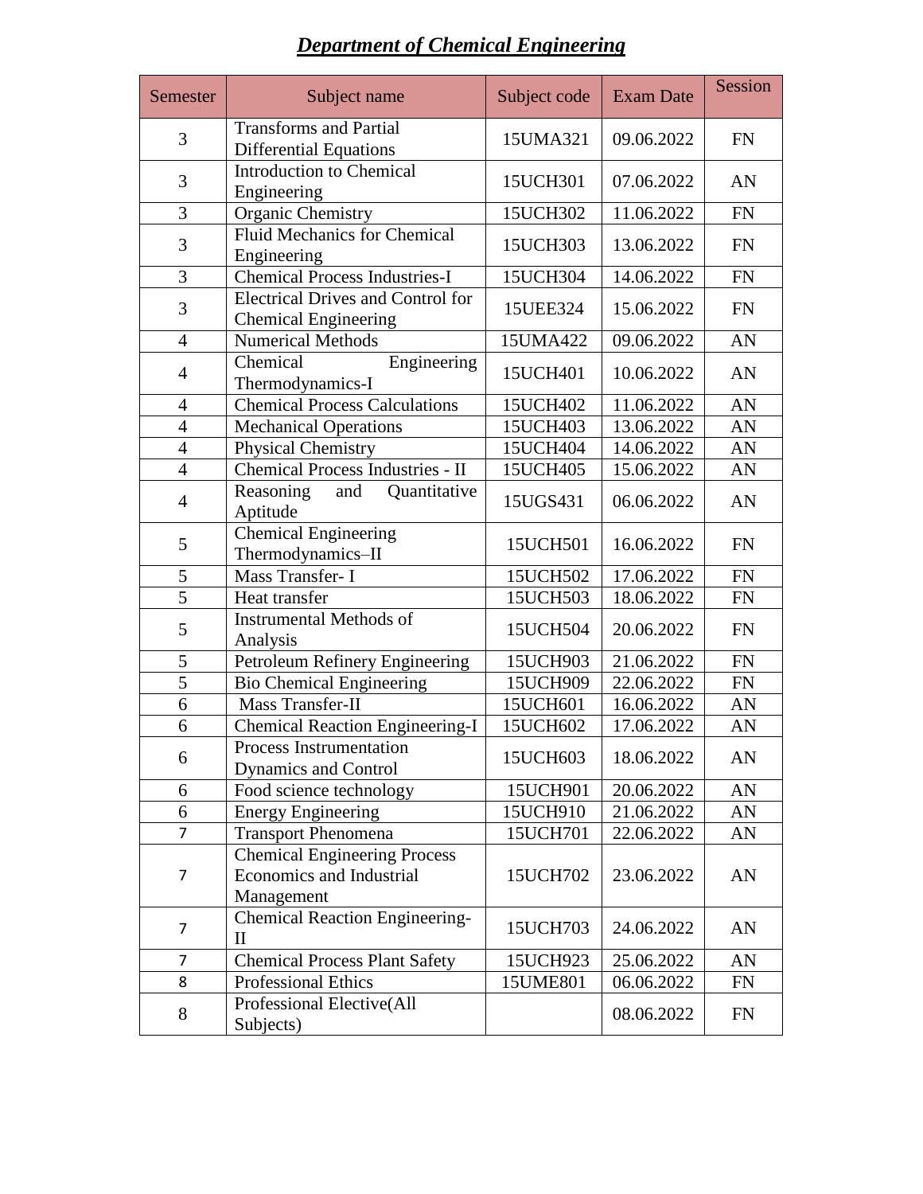***Department of Chemical Engineering***

| Semester | Subject name | Subject code | Exam Date | Session |
|---|---|---|---|---|
| 3 | Transforms and Partial Differential Equations | 15UMA321 | 09.06.2022 | FN |
| 3 | Introduction to Chemical Engineering | 15UCH301 | 07.06.2022 | AN |
| 3 | Organic Chemistry | 15UCH302 | 11.06.2022 | FN |
| 3 | Fluid Mechanics for Chemical Engineering | 15UCH303 | 13.06.2022 | FN |
| 3 | Chemical Process Industries-I | 15UCH304 | 14.06.2022 | FN |
| 3 | Electrical Drives and Control for Chemical Engineering | 15UEE324 | 15.06.2022 | FN |
| 4 | Numerical Methods | 15UMA422 | 09.06.2022 | AN |
| 4 | Chemical Engineering Thermodynamics-I | 15UCH401 | 10.06.2022 | AN |
| 4 | Chemical Process Calculations | 15UCH402 | 11.06.2022 | AN |
| 4 | Mechanical Operations | 15UCH403 | 13.06.2022 | AN |
| 4 | Physical Chemistry | 15UCH404 | 14.06.2022 | AN |
| 4 | Chemical Process Industries - II | 15UCH405 | 15.06.2022 | AN |
| 4 | Reasoning and Quantitative Aptitude | 15UGS431 | 06.06.2022 | AN |
| 5 | Chemical Engineering Thermodynamics–II | 15UCH501 | 16.06.2022 | FN |
| 5 | Mass Transfer- I | 15UCH502 | 17.06.2022 | FN |
| 5 | Heat transfer | 15UCH503 | 18.06.2022 | FN |
| 5 | Instrumental Methods of Analysis | 15UCH504 | 20.06.2022 | FN |
| 5 | Petroleum Refinery Engineering | 15UCH903 | 21.06.2022 | FN |
| 5 | Bio Chemical Engineering | 15UCH909 | 22.06.2022 | FN |
| 6 | Mass Transfer-II | 15UCH601 | 16.06.2022 | AN |
| 6 | Chemical Reaction Engineering-I | 15UCH602 | 17.06.2022 | AN |
| 6 | Process Instrumentation Dynamics and Control | 15UCH603 | 18.06.2022 | AN |
| 6 | Food science technology | 15UCH901 | 20.06.2022 | AN |
| 6 | Energy Engineering | 15UCH910 | 21.06.2022 | AN |
| 7 | Transport Phenomena | 15UCH701 | 22.06.2022 | AN |
| 7 | Chemical Engineering Process Economics and Industrial Management | 15UCH702 | 23.06.2022 | AN |
| 7 | Chemical Reaction Engineering-II | 15UCH703 | 24.06.2022 | AN |
| 7 | Chemical Process Plant Safety | 15UCH923 | 25.06.2022 | AN |
| 8 | Professional Ethics | 15UME801 | 06.06.2022 | FN |
| 8 | Professional Elective(All Subjects) | | 08.06.2022 | FN |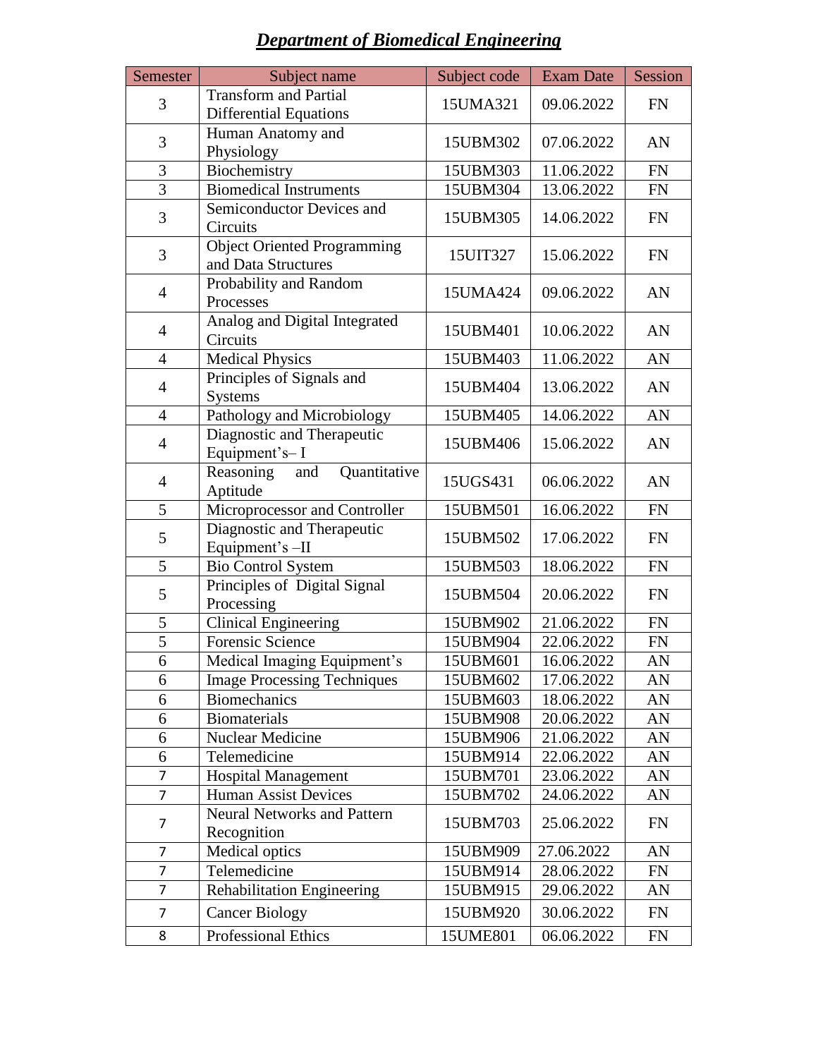## ***Department of Biomedical Engineering***

| Semester | Subject name | Subject code | Exam Date | Session |
|---|---|---|---|---|
| 3 | Transform and Partial Differential Equations | 15UMA321 | 09.06.2022 | FN |
| 3 | Human Anatomy and Physiology | 15UBM302 | 07.06.2022 | AN |
| 3 | Biochemistry | 15UBM303 | 11.06.2022 | FN |
| 3 | Biomedical Instruments | 15UBM304 | 13.06.2022 | FN |
| 3 | Semiconductor Devices and Circuits | 15UBM305 | 14.06.2022 | FN |
| 3 | Object Oriented Programming and Data Structures | 15UIT327 | 15.06.2022 | FN |
| 4 | Probability and Random Processes | 15UMA424 | 09.06.2022 | AN |
| 4 | Analog and Digital Integrated Circuits | 15UBM401 | 10.06.2022 | AN |
| 4 | Medical Physics | 15UBM403 | 11.06.2022 | AN |
| 4 | Principles of Signals and Systems | 15UBM404 | 13.06.2022 | AN |
| 4 | Pathology and Microbiology | 15UBM405 | 14.06.2022 | AN |
| 4 | Diagnostic and Therapeutic Equipment's– I | 15UBM406 | 15.06.2022 | AN |
| 4 | Reasoning and Quantitative Aptitude | 15UGS431 | 06.06.2022 | AN |
| 5 | Microprocessor and Controller | 15UBM501 | 16.06.2022 | FN |
| 5 | Diagnostic and Therapeutic Equipment's –II | 15UBM502 | 17.06.2022 | FN |
| 5 | Bio Control System | 15UBM503 | 18.06.2022 | FN |
| 5 | Principles of Digital Signal Processing | 15UBM504 | 20.06.2022 | FN |
| 5 | Clinical Engineering | 15UBM902 | 21.06.2022 | FN |
| 5 | Forensic Science | 15UBM904 | 22.06.2022 | FN |
| 6 | Medical Imaging Equipment's | 15UBM601 | 16.06.2022 | AN |
| 6 | Image Processing Techniques | 15UBM602 | 17.06.2022 | AN |
| 6 | Biomechanics | 15UBM603 | 18.06.2022 | AN |
| 6 | Biomaterials | 15UBM908 | 20.06.2022 | AN |
| 6 | Nuclear Medicine | 15UBM906 | 21.06.2022 | AN |
| 6 | Telemedicine | 15UBM914 | 22.06.2022 | AN |
| 7 | Hospital Management | 15UBM701 | 23.06.2022 | AN |
| 7 | Human Assist Devices | 15UBM702 | 24.06.2022 | AN |
| 7 | Neural Networks and Pattern Recognition | 15UBM703 | 25.06.2022 | FN |
| 7 | Medical optics | 15UBM909 | 27.06.2022 | AN |
| 7 | Telemedicine | 15UBM914 | 28.06.2022 | FN |
| 7 | Rehabilitation Engineering | 15UBM915 | 29.06.2022 | AN |
| 7 | Cancer Biology | 15UBM920 | 30.06.2022 | FN |
| 8 | Professional Ethics | 15UME801 | 06.06.2022 | FN |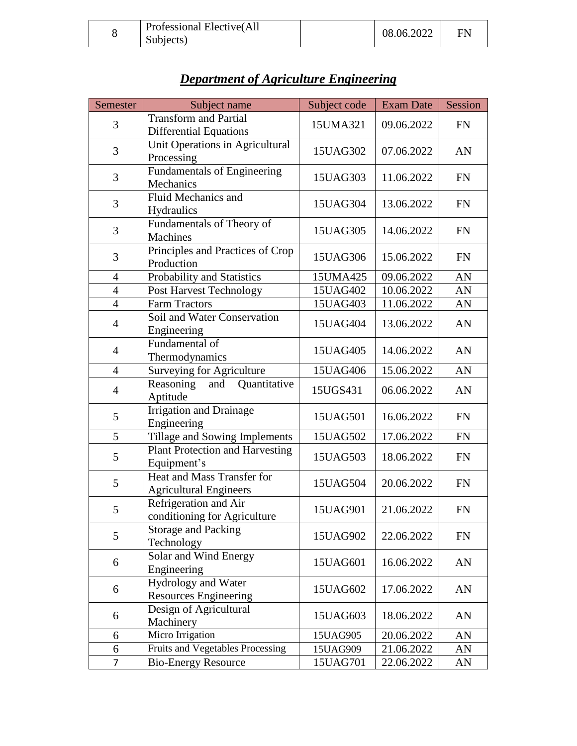| 8 | Professional Elective(All Subjects) | | 08.06.2022 | FN |
|---|---|---|---|---|

## ***Department of Agriculture Engineering***

| Semester | Subject name | Subject code | Exam Date | Session |
|---|---|---|---|---|
| 3 | Transform and Partial Differential Equations | 15UMA321 | 09.06.2022 | FN |
| 3 | Unit Operations in Agricultural Processing | 15UAG302 | 07.06.2022 | AN |
| 3 | Fundamentals of Engineering Mechanics | 15UAG303 | 11.06.2022 | FN |
| 3 | Fluid Mechanics and Hydraulics | 15UAG304 | 13.06.2022 | FN |
| 3 | Fundamentals of Theory of Machines | 15UAG305 | 14.06.2022 | FN |
| 3 | Principles and Practices of Crop Production | 15UAG306 | 15.06.2022 | FN |
| 4 | Probability and Statistics | 15UMA425 | 09.06.2022 | AN |
| 4 | Post Harvest Technology | 15UAG402 | 10.06.2022 | AN |
| 4 | Farm Tractors | 15UAG403 | 11.06.2022 | AN |
| 4 | Soil and Water Conservation Engineering | 15UAG404 | 13.06.2022 | AN |
| 4 | Fundamental of Thermodynamics | 15UAG405 | 14.06.2022 | AN |
| 4 | Surveying for Agriculture | 15UAG406 | 15.06.2022 | AN |
| 4 | Reasoning and Quantitative Aptitude | 15UGS431 | 06.06.2022 | AN |
| 5 | Irrigation and Drainage Engineering | 15UAG501 | 16.06.2022 | FN |
| 5 | Tillage and Sowing Implements | 15UAG502 | 17.06.2022 | FN |
| 5 | Plant Protection and Harvesting Equipment’s | 15UAG503 | 18.06.2022 | FN |
| 5 | Heat and Mass Transfer for Agricultural Engineers | 15UAG504 | 20.06.2022 | FN |
| 5 | Refrigeration and Air conditioning for Agriculture | 15UAG901 | 21.06.2022 | FN |
| 5 | Storage and Packing Technology | 15UAG902 | 22.06.2022 | FN |
| 6 | Solar and Wind Energy Engineering | 15UAG601 | 16.06.2022 | AN |
| 6 | Hydrology and Water Resources Engineering | 15UAG602 | 17.06.2022 | AN |
| 6 | Design of Agricultural Machinery | 15UAG603 | 18.06.2022 | AN |
| 6 | Micro Irrigation | 15UAG905 | 20.06.2022 | AN |
| 6 | Fruits and Vegetables Processing | 15UAG909 | 21.06.2022 | AN |
| 7 | Bio-Energy Resource | 15UAG701 | 22.06.2022 | AN |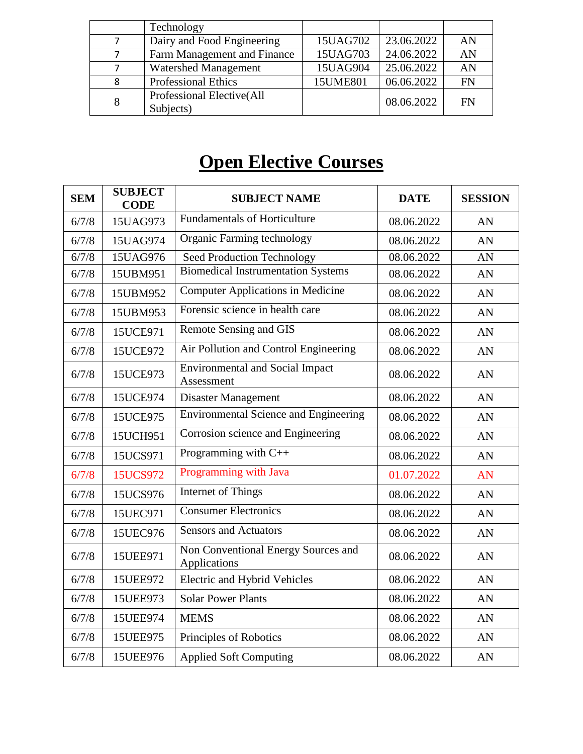|  | Technology |  |  |  |
|---|---|---|---|---|
| 7 | Dairy and Food Engineering | 15UAG702 | 23.06.2022 | AN |
| 7 | Farm Management and Finance | 15UAG703 | 24.06.2022 | AN |
| 7 | Watershed Management | 15UAG904 | 25.06.2022 | AN |
| 8 | Professional Ethics | 15UME801 | 06.06.2022 | FN |
| 8 | Professional Elective(All Subjects) |  | 08.06.2022 | FN |

# Open Elective Courses

| SEM | SUBJECT CODE | SUBJECT NAME | DATE | SESSION |
|---|---|---|---|---|
| 6/7/8 | 15UAG973 | Fundamentals of Horticulture | 08.06.2022 | AN |
| 6/7/8 | 15UAG974 | Organic Farming technology | 08.06.2022 | AN |
| 6/7/8 | 15UAG976 | Seed Production Technology | 08.06.2022 | AN |
| 6/7/8 | 15UBM951 | Biomedical Instrumentation Systems | 08.06.2022 | AN |
| 6/7/8 | 15UBM952 | Computer Applications in Medicine | 08.06.2022 | AN |
| 6/7/8 | 15UBM953 | Forensic science in health care | 08.06.2022 | AN |
| 6/7/8 | 15UCE971 | Remote Sensing and GIS | 08.06.2022 | AN |
| 6/7/8 | 15UCE972 | Air Pollution and Control Engineering | 08.06.2022 | AN |
| 6/7/8 | 15UCE973 | Environmental and Social Impact Assessment | 08.06.2022 | AN |
| 6/7/8 | 15UCE974 | Disaster Management | 08.06.2022 | AN |
| 6/7/8 | 15UCE975 | Environmental Science and Engineering | 08.06.2022 | AN |
| 6/7/8 | 15UCH951 | Corrosion science and Engineering | 08.06.2022 | AN |
| 6/7/8 | 15UCS971 | Programming with C++ | 08.06.2022 | AN |
| 6/7/8 | 15UCS972 | Programming with Java | 01.07.2022 | AN |
| 6/7/8 | 15UCS976 | Internet of Things | 08.06.2022 | AN |
| 6/7/8 | 15UEC971 | Consumer Electronics | 08.06.2022 | AN |
| 6/7/8 | 15UEC976 | Sensors and Actuators | 08.06.2022 | AN |
| 6/7/8 | 15UEE971 | Non Conventional Energy Sources and Applications | 08.06.2022 | AN |
| 6/7/8 | 15UEE972 | Electric and Hybrid Vehicles | 08.06.2022 | AN |
| 6/7/8 | 15UEE973 | Solar Power Plants | 08.06.2022 | AN |
| 6/7/8 | 15UEE974 | MEMS | 08.06.2022 | AN |
| 6/7/8 | 15UEE975 | Principles of Robotics | 08.06.2022 | AN |
| 6/7/8 | 15UEE976 | Applied Soft Computing | 08.06.2022 | AN |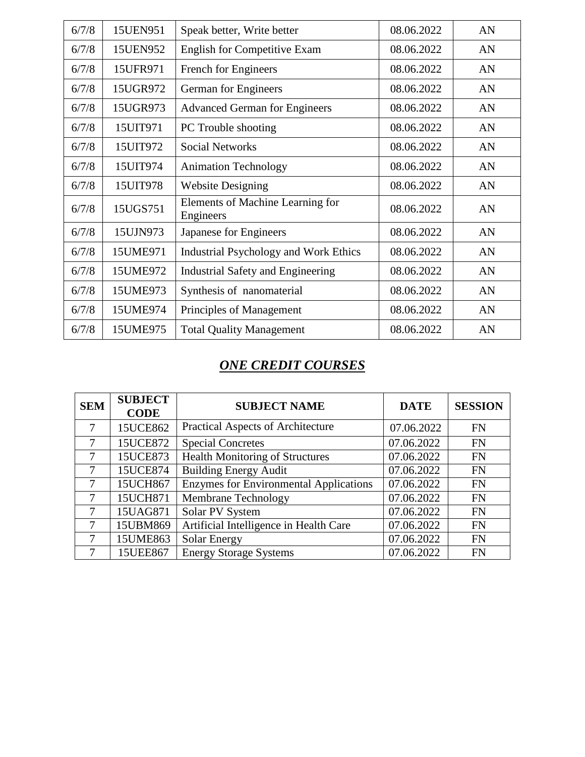| 6/7/8 | 15UEN951 | Speak better, Write better | 08.06.2022 | AN |
|---|---|---|---|---|
| 6/7/8 | 15UEN952 | English for Competitive Exam | 08.06.2022 | AN |
| 6/7/8 | 15UFR971 | French for Engineers | 08.06.2022 | AN |
| 6/7/8 | 15UGR972 | German for Engineers | 08.06.2022 | AN |
| 6/7/8 | 15UGR973 | Advanced German for Engineers | 08.06.2022 | AN |
| 6/7/8 | 15UIT971 | PC Trouble shooting | 08.06.2022 | AN |
| 6/7/8 | 15UIT972 | Social Networks | 08.06.2022 | AN |
| 6/7/8 | 15UIT974 | Animation Technology | 08.06.2022 | AN |
| 6/7/8 | 15UIT978 | Website Designing | 08.06.2022 | AN |
| 6/7/8 | 15UGS751 | Elements of Machine Learning for Engineers | 08.06.2022 | AN |
| 6/7/8 | 15UJN973 | Japanese for Engineers | 08.06.2022 | AN |
| 6/7/8 | 15UME971 | Industrial Psychology and Work Ethics | 08.06.2022 | AN |
| 6/7/8 | 15UME972 | Industrial Safety and Engineering | 08.06.2022 | AN |
| 6/7/8 | 15UME973 | Synthesis of nanomaterial | 08.06.2022 | AN |
| 6/7/8 | 15UME974 | Principles of Management | 08.06.2022 | AN |
| 6/7/8 | 15UME975 | Total Quality Management | 08.06.2022 | AN |

## ***ONE CREDIT COURSES***

| SEM | SUBJECT CODE | SUBJECT NAME | DATE | SESSION |
|---|---|---|---|---|
| 7 | 15UCE862 | Practical Aspects of Architecture | 07.06.2022 | FN |
| 7 | 15UCE872 | Special Concretes | 07.06.2022 | FN |
| 7 | 15UCE873 | Health Monitoring of Structures | 07.06.2022 | FN |
| 7 | 15UCE874 | Building Energy Audit | 07.06.2022 | FN |
| 7 | 15UCH867 | Enzymes for Environmental Applications | 07.06.2022 | FN |
| 7 | 15UCH871 | Membrane Technology | 07.06.2022 | FN |
| 7 | 15UAG871 | Solar PV System | 07.06.2022 | FN |
| 7 | 15UBM869 | Artificial Intelligence in Health Care | 07.06.2022 | FN |
| 7 | 15UME863 | Solar Energy | 07.06.2022 | FN |
| 7 | 15UEE867 | Energy Storage Systems | 07.06.2022 | FN |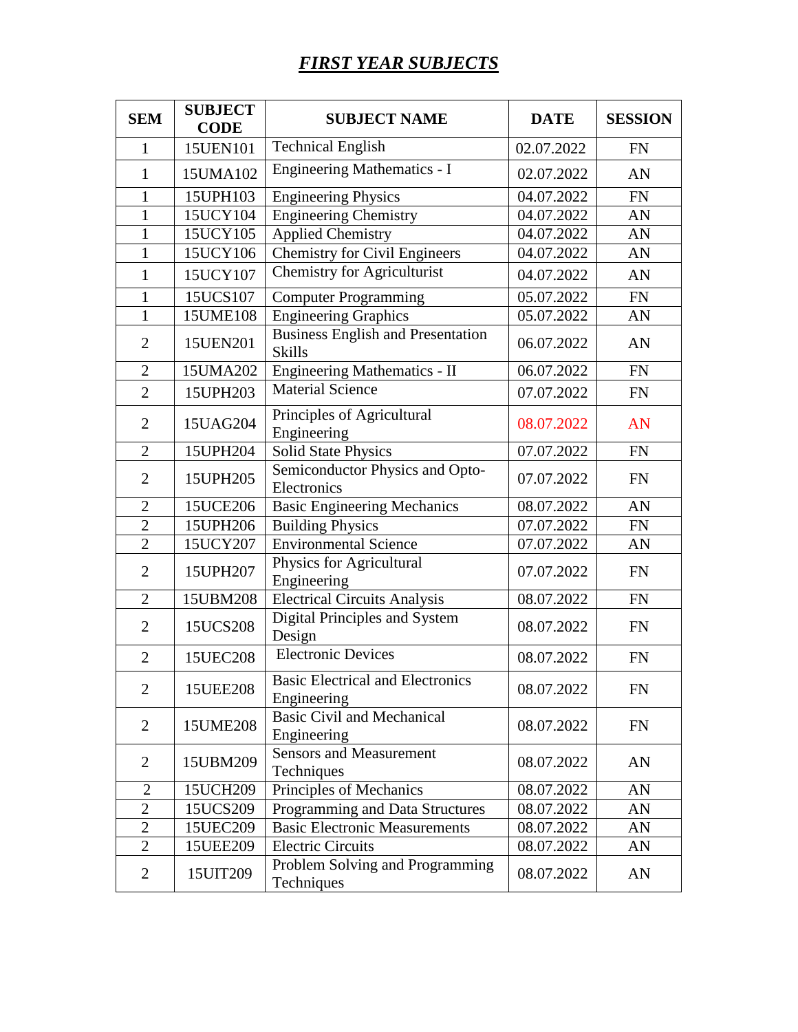# ***FIRST YEAR SUBJECTS***

| SEM | SUBJECT CODE | SUBJECT NAME | DATE | SESSION |
|---|---|---|---|---|
| 1 | 15UEN101 | Technical English | 02.07.2022 | FN |
| 1 | 15UMA102 | Engineering Mathematics - I | 02.07.2022 | AN |
| 1 | 15UPH103 | Engineering Physics | 04.07.2022 | FN |
| 1 | 15UCY104 | Engineering Chemistry | 04.07.2022 | AN |
| 1 | 15UCY105 | Applied Chemistry | 04.07.2022 | AN |
| 1 | 15UCY106 | Chemistry for Civil Engineers | 04.07.2022 | AN |
| 1 | 15UCY107 | Chemistry for Agriculturist | 04.07.2022 | AN |
| 1 | 15UCS107 | Computer Programming | 05.07.2022 | FN |
| 1 | 15UME108 | Engineering Graphics | 05.07.2022 | AN |
| 2 | 15UEN201 | Business English and Presentation Skills | 06.07.2022 | AN |
| 2 | 15UMA202 | Engineering Mathematics - II | 06.07.2022 | FN |
| 2 | 15UPH203 | Material Science | 07.07.2022 | FN |
| 2 | 15UAG204 | Principles of Agricultural Engineering | 08.07.2022 | AN |
| 2 | 15UPH204 | Solid State Physics | 07.07.2022 | FN |
| 2 | 15UPH205 | Semiconductor Physics and Opto-Electronics | 07.07.2022 | FN |
| 2 | 15UCE206 | Basic Engineering Mechanics | 08.07.2022 | AN |
| 2 | 15UPH206 | Building Physics | 07.07.2022 | FN |
| 2 | 15UCY207 | Environmental Science | 07.07.2022 | AN |
| 2 | 15UPH207 | Physics for Agricultural Engineering | 07.07.2022 | FN |
| 2 | 15UBM208 | Electrical Circuits Analysis | 08.07.2022 | FN |
| 2 | 15UCS208 | Digital Principles and System Design | 08.07.2022 | FN |
| 2 | 15UEC208 | Electronic Devices | 08.07.2022 | FN |
| 2 | 15UEE208 | Basic Electrical and Electronics Engineering | 08.07.2022 | FN |
| 2 | 15UME208 | Basic Civil and Mechanical Engineering | 08.07.2022 | FN |
| 2 | 15UBM209 | Sensors and Measurement Techniques | 08.07.2022 | AN |
| 2 | 15UCH209 | Principles of Mechanics | 08.07.2022 | AN |
| 2 | 15UCS209 | Programming and Data Structures | 08.07.2022 | AN |
| 2 | 15UEC209 | Basic Electronic Measurements | 08.07.2022 | AN |
| 2 | 15UEE209 | Electric Circuits | 08.07.2022 | AN |
| 2 | 15UIT209 | Problem Solving and Programming Techniques | 08.07.2022 | AN |